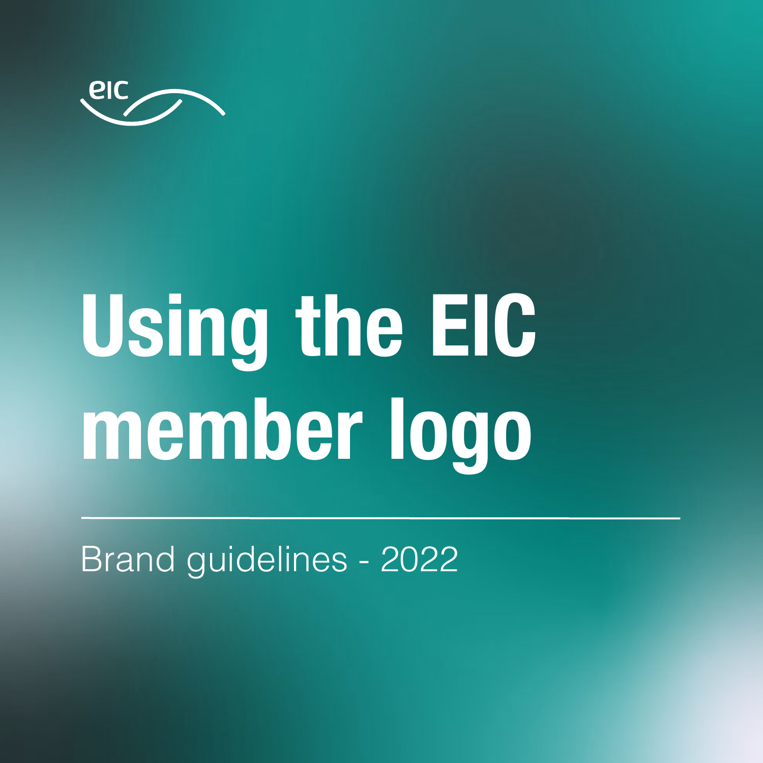eic

# Using the EIC member logo

Brand guidelines - 2022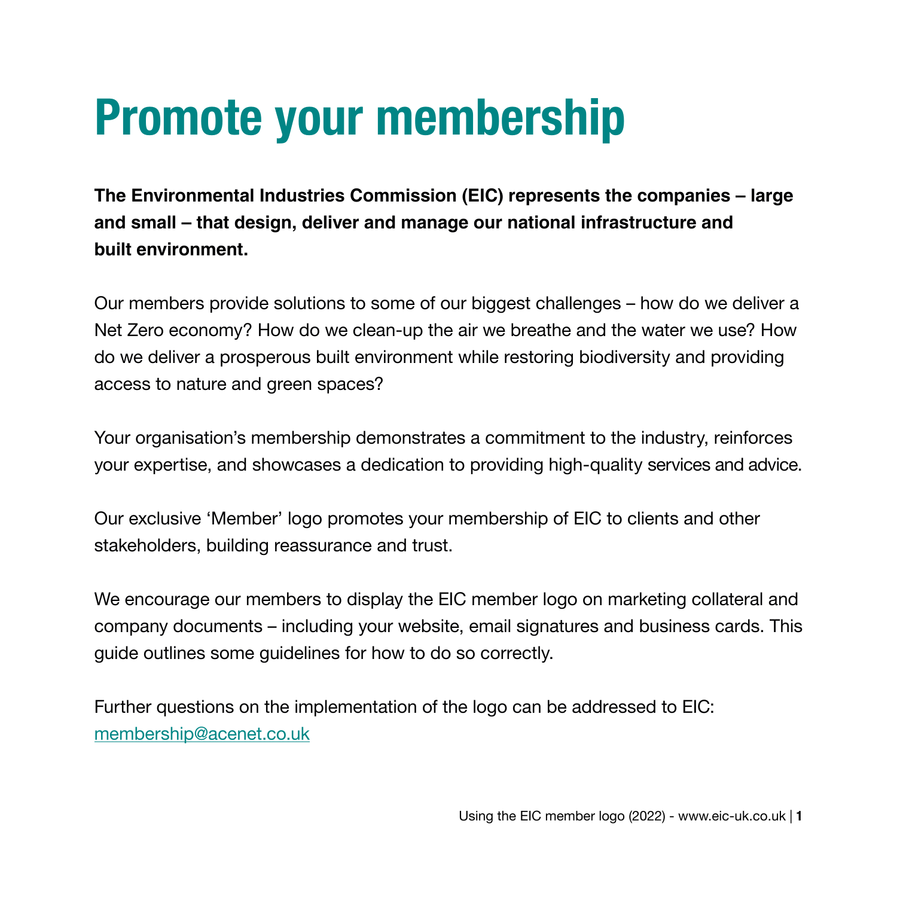# Promote your membership

**The Environmental Industries Commission (EIC) represents the companies – large and small – that design, deliver and manage our national infrastructure and built environment.**

Our members provide solutions to some of our biggest challenges – how do we deliver a Net Zero economy? How do we clean-up the air we breathe and the water we use? How do we deliver a prosperous built environment while restoring biodiversity and providing access to nature and green spaces?

Your organisation's membership demonstrates a commitment to the industry, reinforces your expertise, and showcases a dedication to providing high-quality services and advice.

Our exclusive 'Member' logo promotes your membership of EIC to clients and other stakeholders, building reassurance and trust.

We encourage our members to display the EIC member logo on marketing collateral and company documents – including your website, email signatures and business cards. This guide outlines some guidelines for how to do so correctly.

Further questions on the implementation of the logo can be addressed to EIC:
membership@acenet.co.uk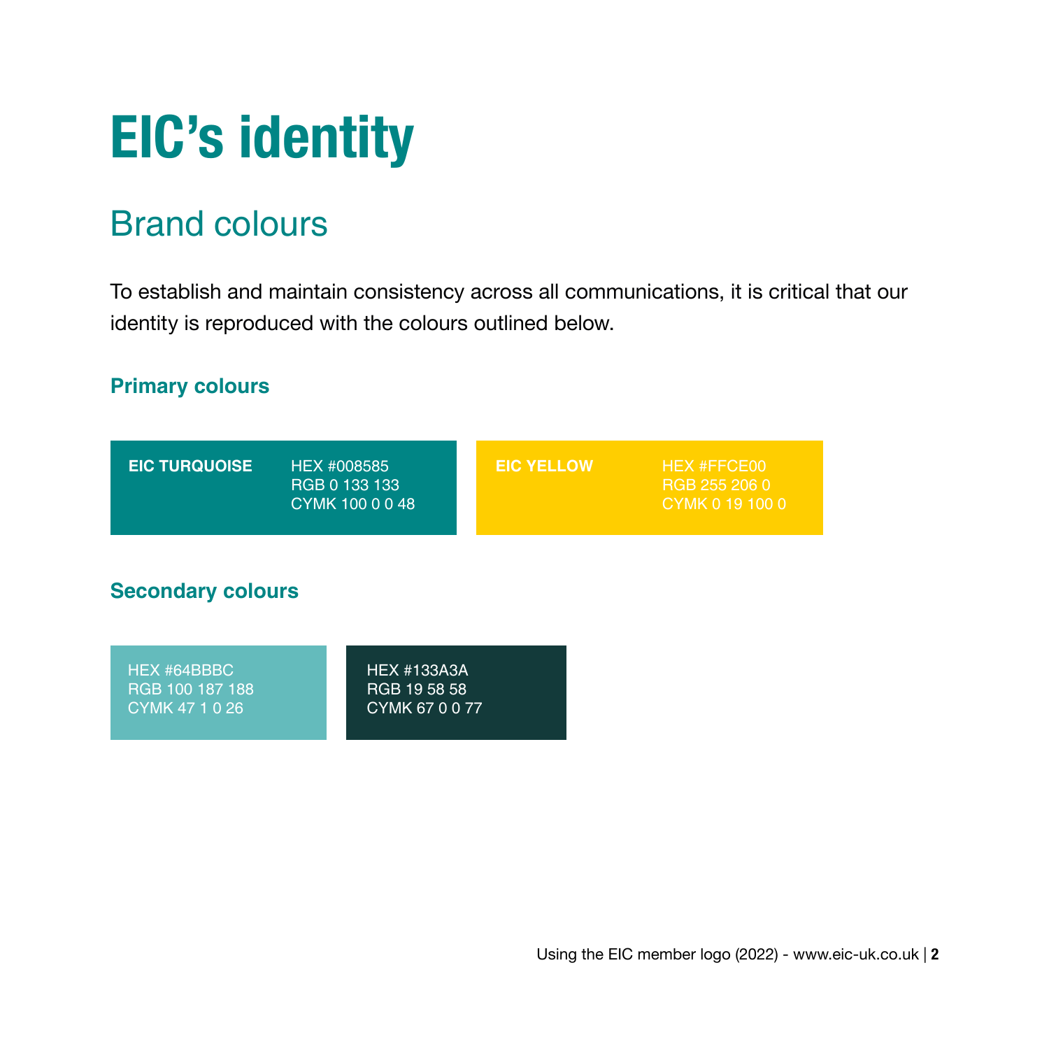# EIC's identity

## Brand colours

To establish and maintain consistency across all communications, it is critical that our identity is reproduced with the colours outlined below.

### Primary colours

**EIC TURQUOISE**
HEX #008585
RGB 0 133 133
CYMK 100 0 0 48

**EIC YELLOW**
HEX #FFCE00
RGB 255 206 0
CYMK 0 19 100 0

### Secondary colours

HEX #64BBBC
RGB 100 187 188
CYMK 47 1 0 26

HEX #133A3A
RGB 19 58 58
CYMK 67 0 0 77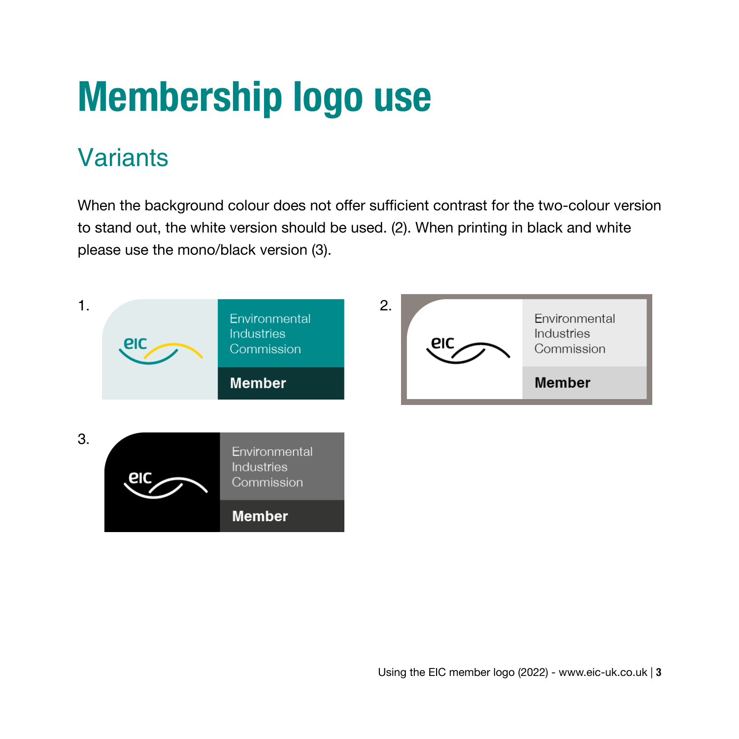# Membership logo use

## Variants

When the background colour does not offer sufficient contrast for the two-colour version to stand out, the white version should be used. (2). When printing in black and white please use the mono/black version (3).

1.

2.

3.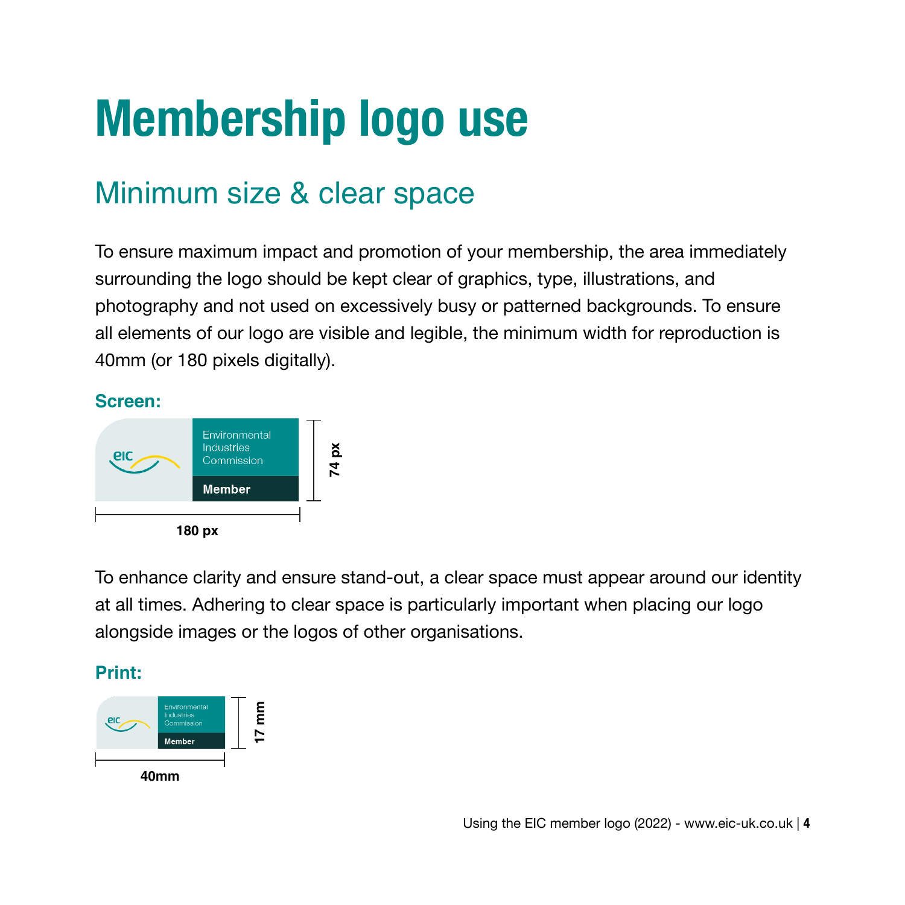# Membership logo use

## Minimum size & clear space

To ensure maximum impact and promotion of your membership, the area immediately surrounding the logo should be kept clear of graphics, type, illustrations, and photography and not used on excessively busy or patterned backgrounds. To ensure all elements of our logo are visible and legible, the minimum width for reproduction is 40mm (or 180 pixels digitally).

**Screen:**

180 px × 74 px

To enhance clarity and ensure stand-out, a clear space must appear around our identity at all times. Adhering to clear space is particularly important when placing our logo alongside images or the logos of other organisations.

**Print:**

40mm × 17 mm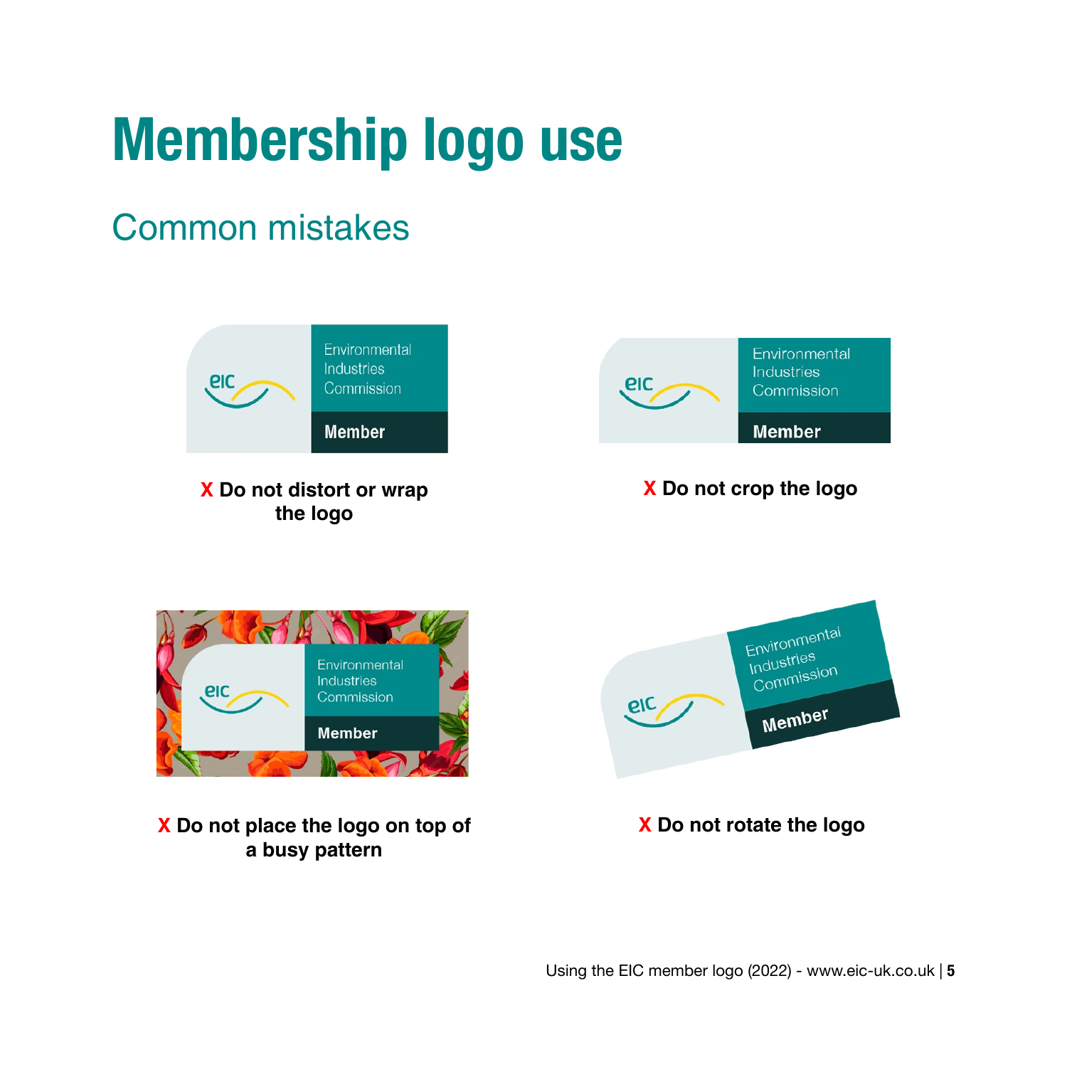# Membership logo use

## Common mistakes

**X Do not distort or wrap the logo**

**X Do not crop the logo**

**X Do not place the logo on top of a busy pattern**

**X Do not rotate the logo**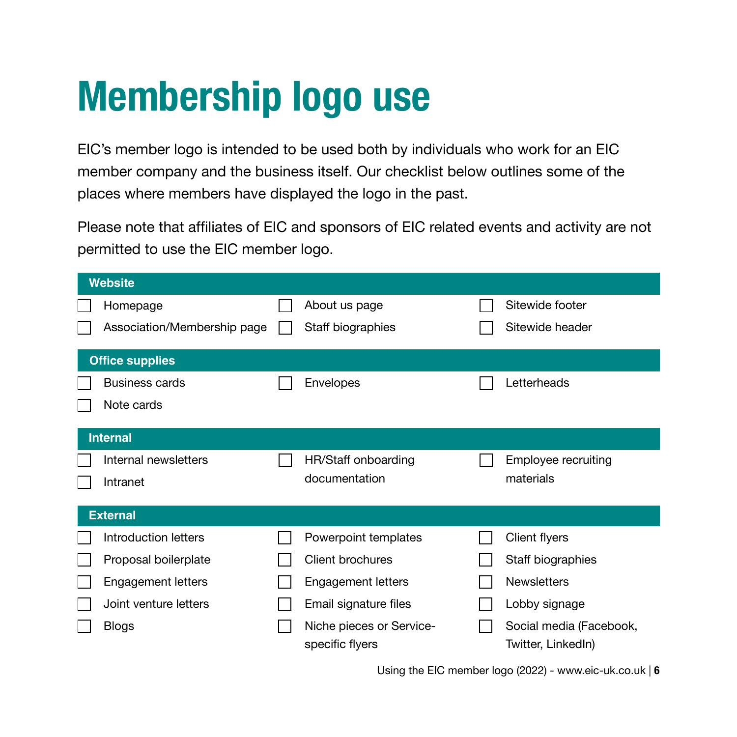# Membership logo use

EIC's member logo is intended to be used both by individuals who work for an EIC member company and the business itself. Our checklist below outlines some of the places where members have displayed the logo in the past.

Please note that affiliates of EIC and sponsors of EIC related events and activity are not permitted to use the EIC member logo.

## Website

- [ ] Homepage
- [ ] Association/Membership page
- [ ] About us page
- [ ] Staff biographies
- [ ] Sitewide footer
- [ ] Sitewide header

## Office supplies

- [ ] Business cards
- [ ] Note cards
- [ ] Envelopes
- [ ] Letterheads

## Internal

- [ ] Internal newsletters
- [ ] Intranet
- [ ] HR/Staff onboarding documentation
- [ ] Employee recruiting materials

## External

- [ ] Introduction letters
- [ ] Proposal boilerplate
- [ ] Engagement letters
- [ ] Joint venture letters
- [ ] Blogs
- [ ] Powerpoint templates
- [ ] Client brochures
- [ ] Engagement letters
- [ ] Email signature files
- [ ] Niche pieces or Service-specific flyers
- [ ] Client flyers
- [ ] Staff biographies
- [ ] Newsletters
- [ ] Lobby signage
- [ ] Social media (Facebook, Twitter, LinkedIn)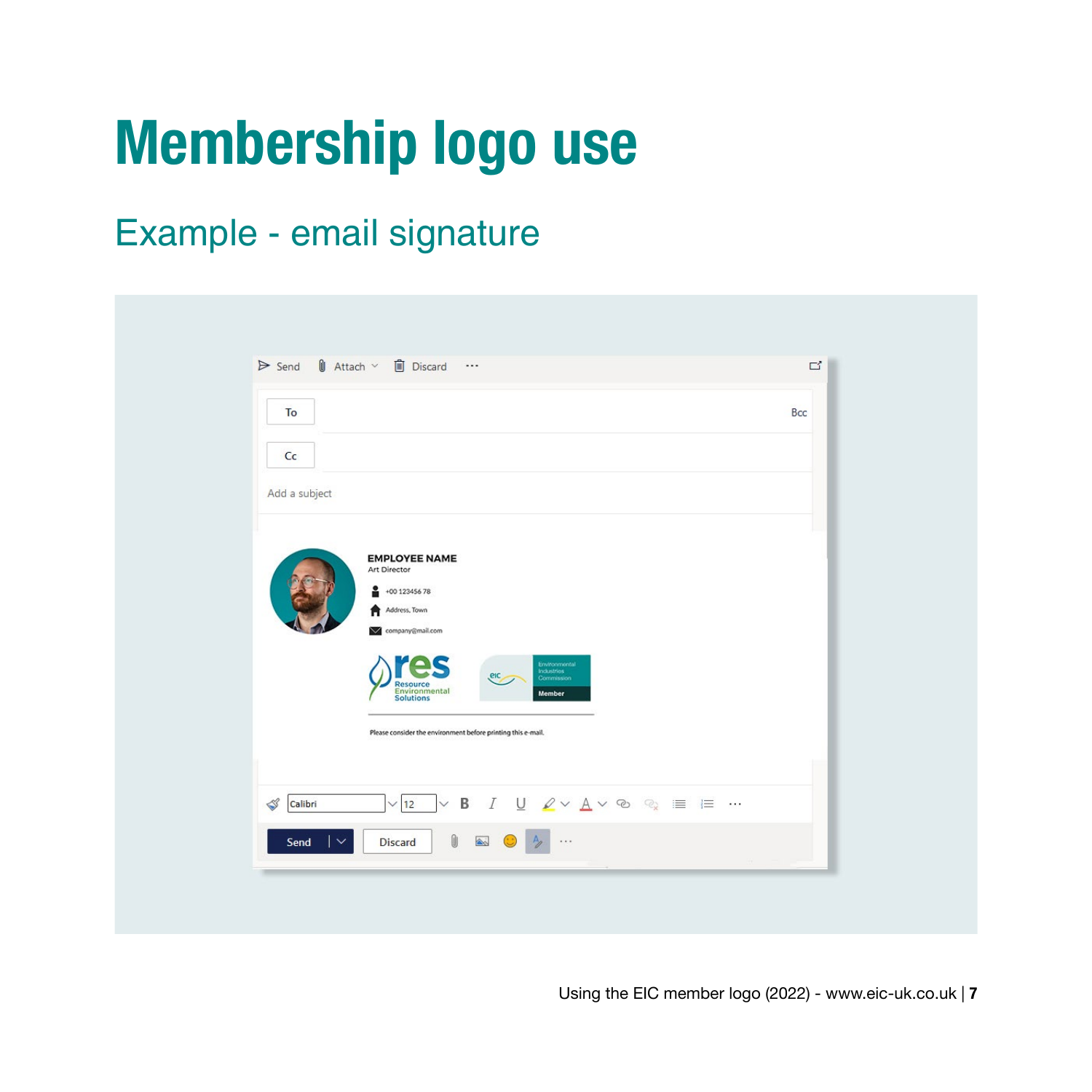# Membership logo use

## Example - email signature

Send Attach Discard ···

To

Bcc

Cc

Add a subject

EMPLOYEE NAME
Art Director

+00 123456 78

Address, Town

company@mail.com

res Resource Environmental Solutions

eic Environmental Industries Commission Member

Please consider the environment before printing this e-mail.

Calibri 12

Send Discard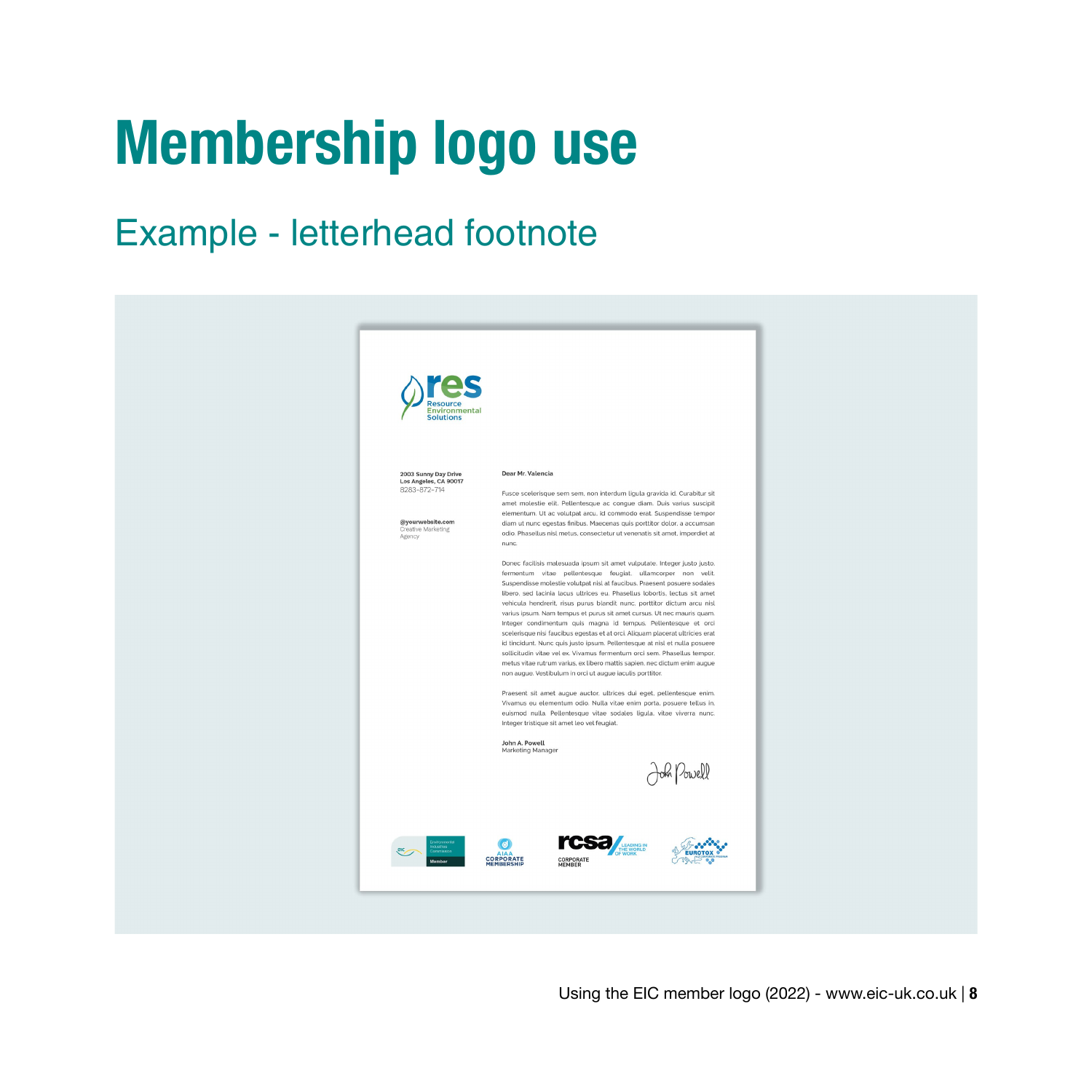# Membership logo use

## Example - letterhead footnote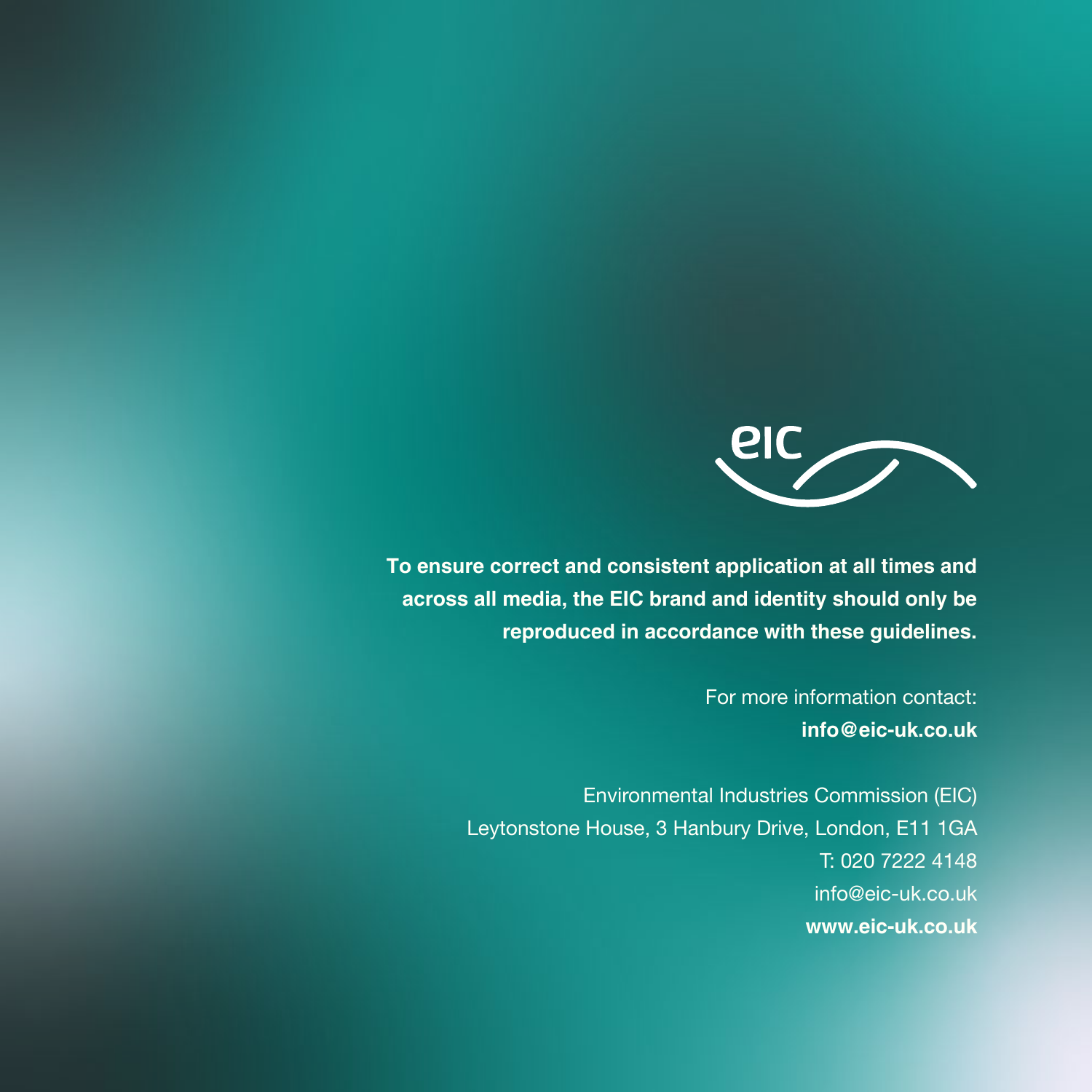eic

**To ensure correct and consistent application at all times and across all media, the EIC brand and identity should only be reproduced in accordance with these guidelines.**

For more information contact:
**info@eic-uk.co.uk**

Environmental Industries Commission (EIC)
Leytonstone House, 3 Hanbury Drive, London, E11 1GA
T: 020 7222 4148
info@eic-uk.co.uk
**www.eic-uk.co.uk**